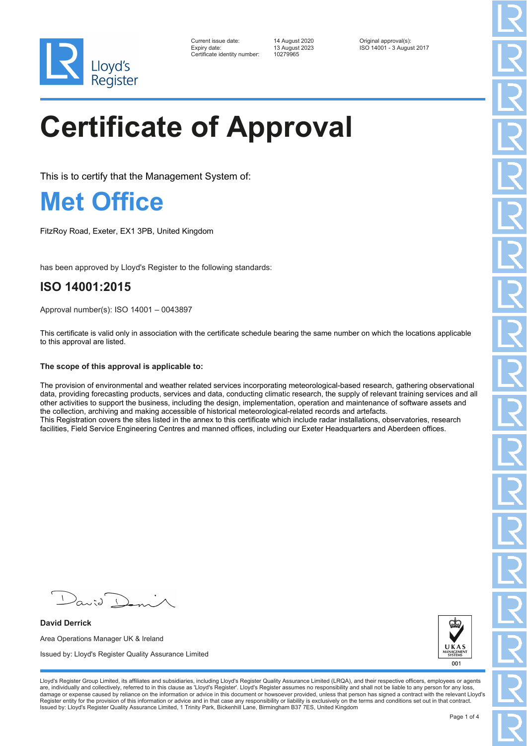Lloyd's Register

| Current issue date: | 14 August 2020 | Original approval(s): |
| --- | --- | --- |
| Expiry date: | 13 August 2023 | ISO 14001 - 3 August 2017 |
| Certificate identity number: | 10279965 | |

# Certificate of Approval

This is to certify that the Management System of:

## Met Office

FitzRoy Road, Exeter, EX1 3PB, United Kingdom

has been approved by Lloyd's Register to the following standards:

## ISO 14001:2015

Approval number(s): ISO 14001 – 0043897

This certificate is valid only in association with the certificate schedule bearing the same number on which the locations applicable to this approval are listed.

**The scope of this approval is applicable to:**

The provision of environmental and weather related services incorporating meteorological-based research, gathering observational data, providing forecasting products, services and data, conducting climatic research, the supply of relevant training services and all other activities to support the business, including the design, implementation, operation and maintenance of software assets and the collection, archiving and making accessible of historical meteorological-related records and artefacts.
This Registration covers the sites listed in the annex to this certificate which include radar installations, observatories, research facilities, Field Service Engineering Centres and manned offices, including our Exeter Headquarters and Aberdeen offices.

**David Derrick**

Area Operations Manager UK & Ireland

Issued by: Lloyd's Register Quality Assurance Limited

UKAS MANAGEMENT SYSTEMS 001

Lloyd's Register Group Limited, its affiliates and subsidiaries, including Lloyd's Register Quality Assurance Limited (LRQA), and their respective officers, employees or agents are, individually and collectively, referred to in this clause as 'Lloyd's Register'. Lloyd's Register assumes no responsibility and shall not be liable to any person for any loss, damage or expense caused by reliance on the information or advice in this document or howsoever provided, unless that person has signed a contract with the relevant Lloyd's Register entity for the provision of this information or advice and in that case any responsibility or liability is exclusively on the terms and conditions set out in that contract.
Issued by: Lloyd's Register Quality Assurance Limited, 1 Trinity Park, Bickenhill Lane, Birmingham B37 7ES, United Kingdom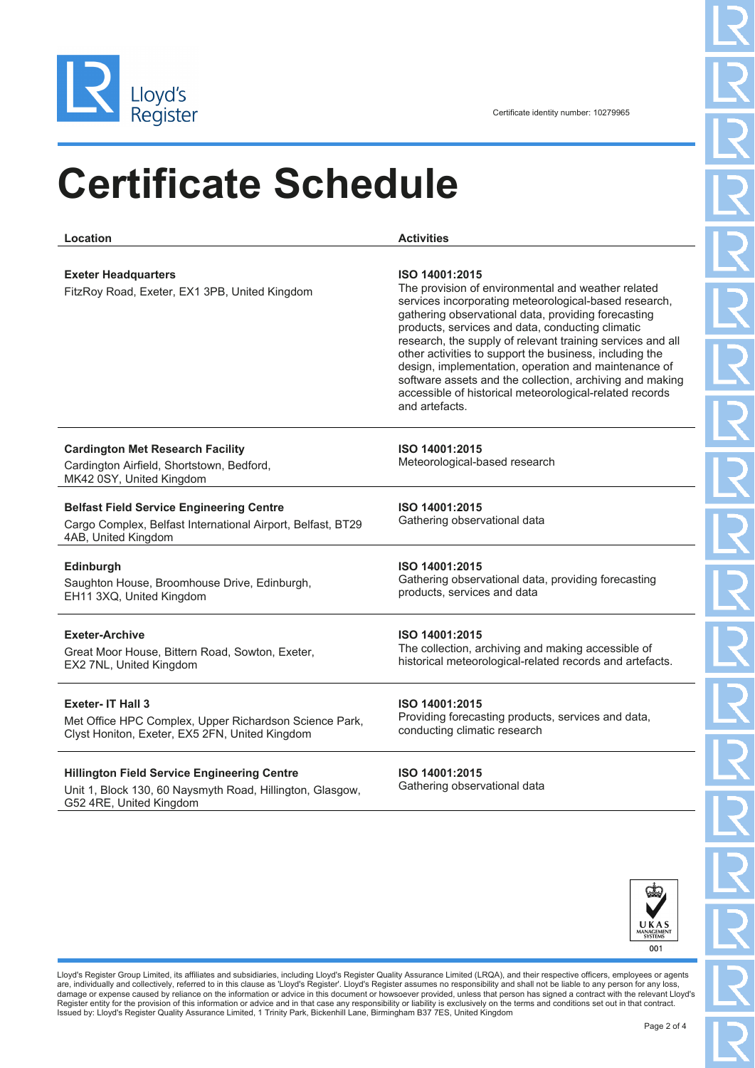Certificate identity number: 10279965

# Certificate Schedule

| Location | Activities |
| --- | --- |
| **Exeter Headquarters**<br>FitzRoy Road, Exeter, EX1 3PB, United Kingdom | **ISO 14001:2015**<br>The provision of environmental and weather related services incorporating meteorological-based research, gathering observational data, providing forecasting products, services and data, conducting climatic research, the supply of relevant training services and all other activities to support the business, including the design, implementation, operation and maintenance of software assets and the collection, archiving and making accessible of historical meteorological-related records and artefacts. |
| **Cardington Met Research Facility**<br>Cardington Airfield, Shortstown, Bedford, MK42 0SY, United Kingdom | **ISO 14001:2015**<br>Meteorological-based research |
| **Belfast Field Service Engineering Centre**<br>Cargo Complex, Belfast International Airport, Belfast, BT29 4AB, United Kingdom | **ISO 14001:2015**<br>Gathering observational data |
| **Edinburgh**<br>Saughton House, Broomhouse Drive, Edinburgh, EH11 3XQ, United Kingdom | **ISO 14001:2015**<br>Gathering observational data, providing forecasting products, services and data |
| **Exeter-Archive**<br>Great Moor House, Bittern Road, Sowton, Exeter, EX2 7NL, United Kingdom | **ISO 14001:2015**<br>The collection, archiving and making accessible of historical meteorological-related records and artefacts. |
| **Exeter- IT Hall 3**<br>Met Office HPC Complex, Upper Richardson Science Park, Clyst Honiton, Exeter, EX5 2FN, United Kingdom | **ISO 14001:2015**<br>Providing forecasting products, services and data, conducting climatic research |
| **Hillington Field Service Engineering Centre**<br>Unit 1, Block 130, 60 Naysmyth Road, Hillington, Glasgow, G52 4RE, United Kingdom | **ISO 14001:2015**<br>Gathering observational data |

UKAS MANAGEMENT SYSTEMS 001

Lloyd's Register Group Limited, its affiliates and subsidiaries, including Lloyd's Register Quality Assurance Limited (LRQA), and their respective officers, employees or agents are, individually and collectively, referred to in this clause as 'Lloyd's Register'. Lloyd's Register assumes no responsibility and shall not be liable to any person for any loss, damage or expense caused by reliance on the information or advice in this document or howsoever provided, unless that person has signed a contract with the relevant Lloyd's Register entity for the provision of this information or advice and in that case any responsibility or liability is exclusively on the terms and conditions set out in that contract.
Issued by: Lloyd's Register Quality Assurance Limited, 1 Trinity Park, Bickenhill Lane, Birmingham B37 7ES, United Kingdom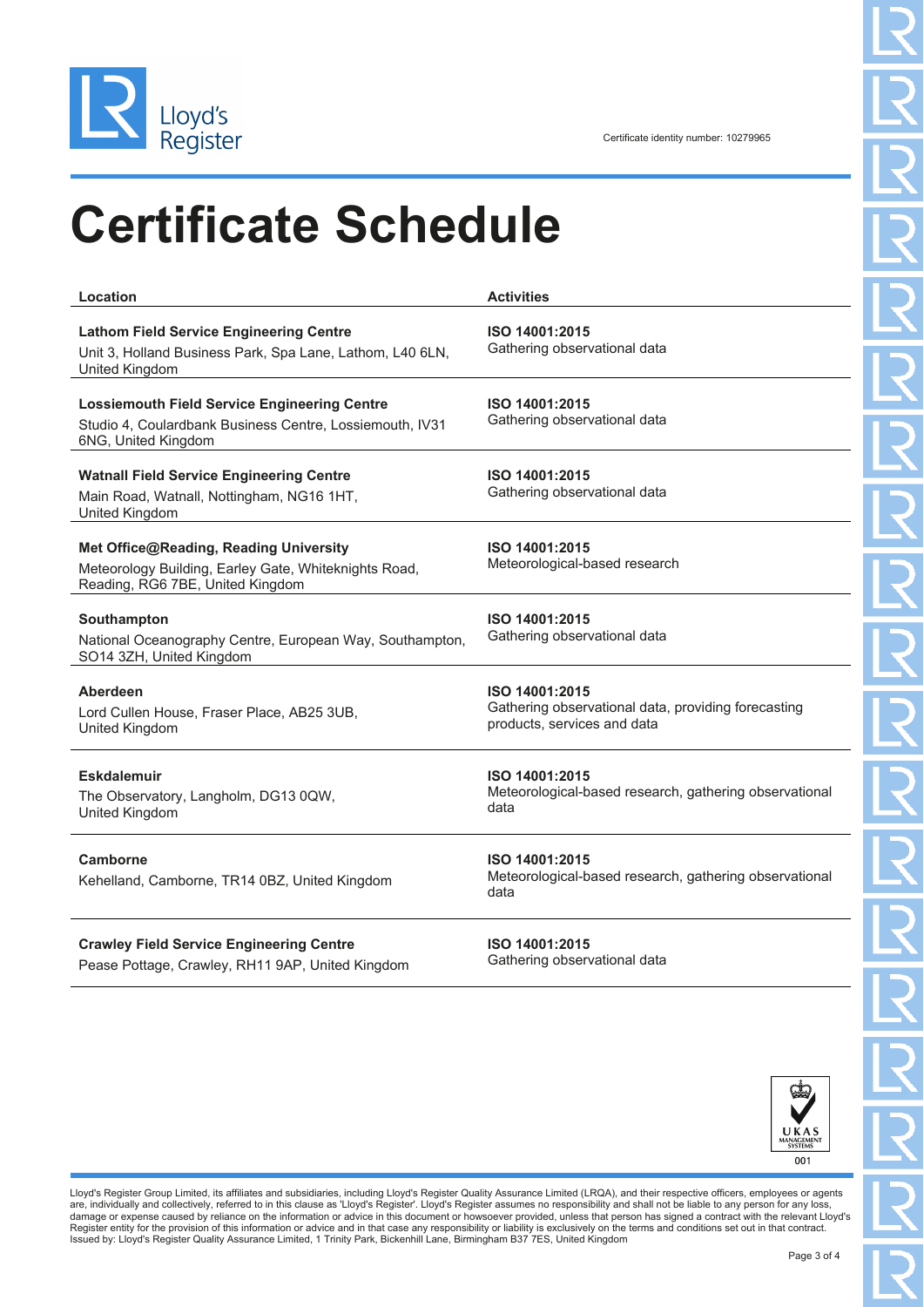Certificate identity number: 10279965

# Certificate Schedule

| Location | Activities |
| --- | --- |
| **Lathom Field Service Engineering Centre**<br>Unit 3, Holland Business Park, Spa Lane, Lathom, L40 6LN, United Kingdom | **ISO 14001:2015**<br>Gathering observational data |
| **Lossiemouth Field Service Engineering Centre**<br>Studio 4, Coulardbank Business Centre, Lossiemouth, IV31 6NG, United Kingdom | **ISO 14001:2015**<br>Gathering observational data |
| **Watnall Field Service Engineering Centre**<br>Main Road, Watnall, Nottingham, NG16 1HT, United Kingdom | **ISO 14001:2015**<br>Gathering observational data |
| **Met Office@Reading, Reading University**<br>Meteorology Building, Earley Gate, Whiteknights Road, Reading, RG6 7BE, United Kingdom | **ISO 14001:2015**<br>Meteorological-based research |
| **Southampton**<br>National Oceanography Centre, European Way, Southampton, SO14 3ZH, United Kingdom | **ISO 14001:2015**<br>Gathering observational data |
| **Aberdeen**<br>Lord Cullen House, Fraser Place, AB25 3UB, United Kingdom | **ISO 14001:2015**<br>Gathering observational data, providing forecasting products, services and data |
| **Eskdalemuir**<br>The Observatory, Langholm, DG13 0QW, United Kingdom | **ISO 14001:2015**<br>Meteorological-based research, gathering observational data |
| **Camborne**<br>Kehelland, Camborne, TR14 0BZ, United Kingdom | **ISO 14001:2015**<br>Meteorological-based research, gathering observational data |
| **Crawley Field Service Engineering Centre**<br>Pease Pottage, Crawley, RH11 9AP, United Kingdom | **ISO 14001:2015**<br>Gathering observational data |

UKAS MANAGEMENT SYSTEMS 001

Lloyd's Register Group Limited, its affiliates and subsidiaries, including Lloyd's Register Quality Assurance Limited (LRQA), and their respective officers, employees or agents are, individually and collectively, referred to in this clause as 'Lloyd's Register'. Lloyd's Register assumes no responsibility and shall not be liable to any person for any loss, damage or expense caused by reliance on the information or advice in this document or howsoever provided, unless that person has signed a contract with the relevant Lloyd's Register entity for the provision of this information or advice and in that case any responsibility or liability is exclusively on the terms and conditions set out in that contract.
Issued by: Lloyd's Register Quality Assurance Limited, 1 Trinity Park, Bickenhill Lane, Birmingham B37 7ES, United Kingdom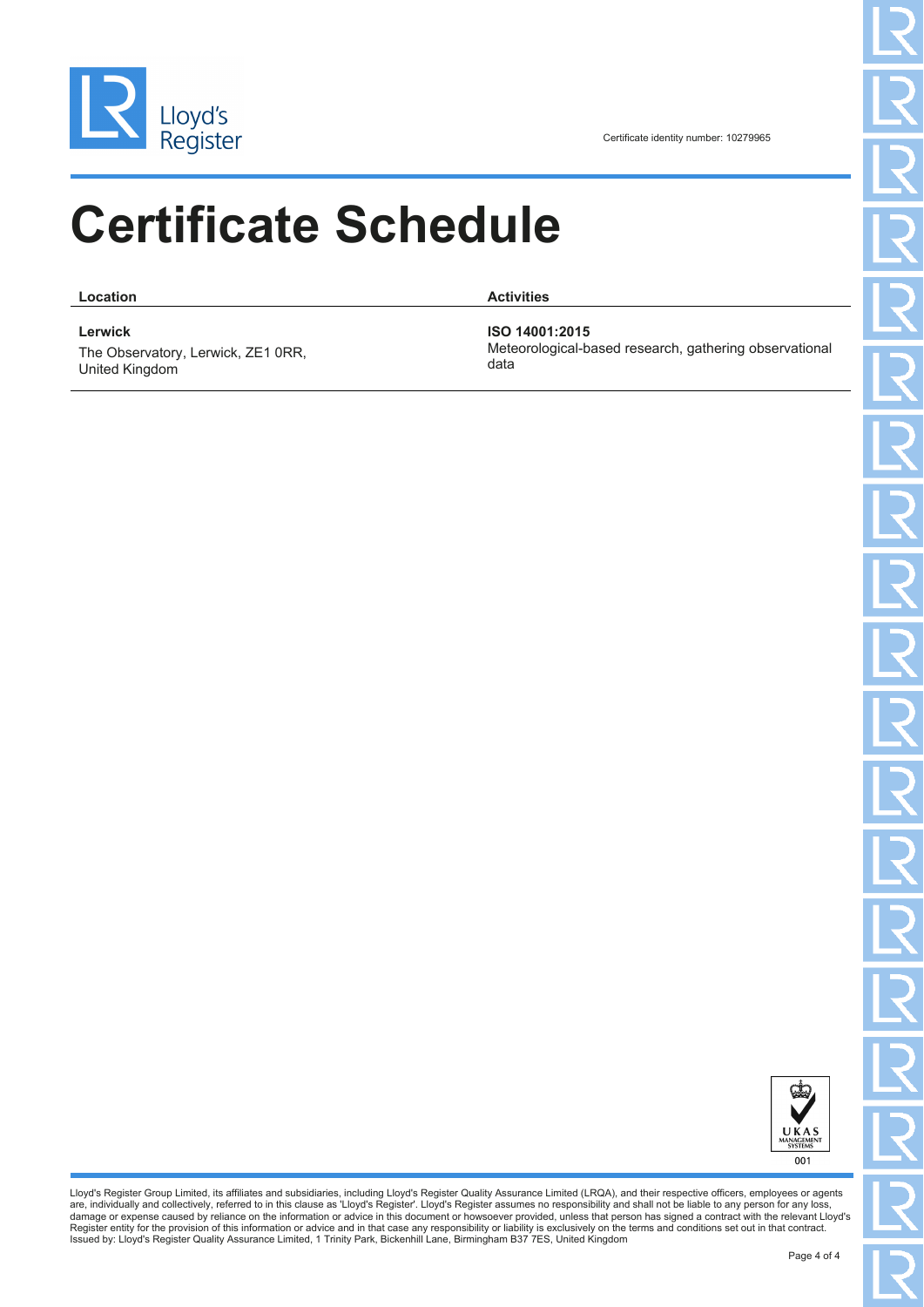Lloyd's Register

Certificate identity number: 10279965

# Certificate Schedule

| Location | Activities |
| --- | --- |
| **Lerwick**<br>The Observatory, Lerwick, ZE1 0RR, United Kingdom | **ISO 14001:2015**<br>Meteorological-based research, gathering observational data |

UKAS MANAGEMENT SYSTEMS 001

Lloyd's Register Group Limited, its affiliates and subsidiaries, including Lloyd's Register Quality Assurance Limited (LRQA), and their respective officers, employees or agents are, individually and collectively, referred to in this clause as 'Lloyd's Register'. Lloyd's Register assumes no responsibility and shall not be liable to any person for any loss, damage or expense caused by reliance on the information or advice in this document or howsoever provided, unless that person has signed a contract with the relevant Lloyd's Register entity for the provision of this information or advice and in that case any responsibility or liability is exclusively on the terms and conditions set out in that contract.
Issued by: Lloyd's Register Quality Assurance Limited, 1 Trinity Park, Bickenhill Lane, Birmingham B37 7ES, United Kingdom